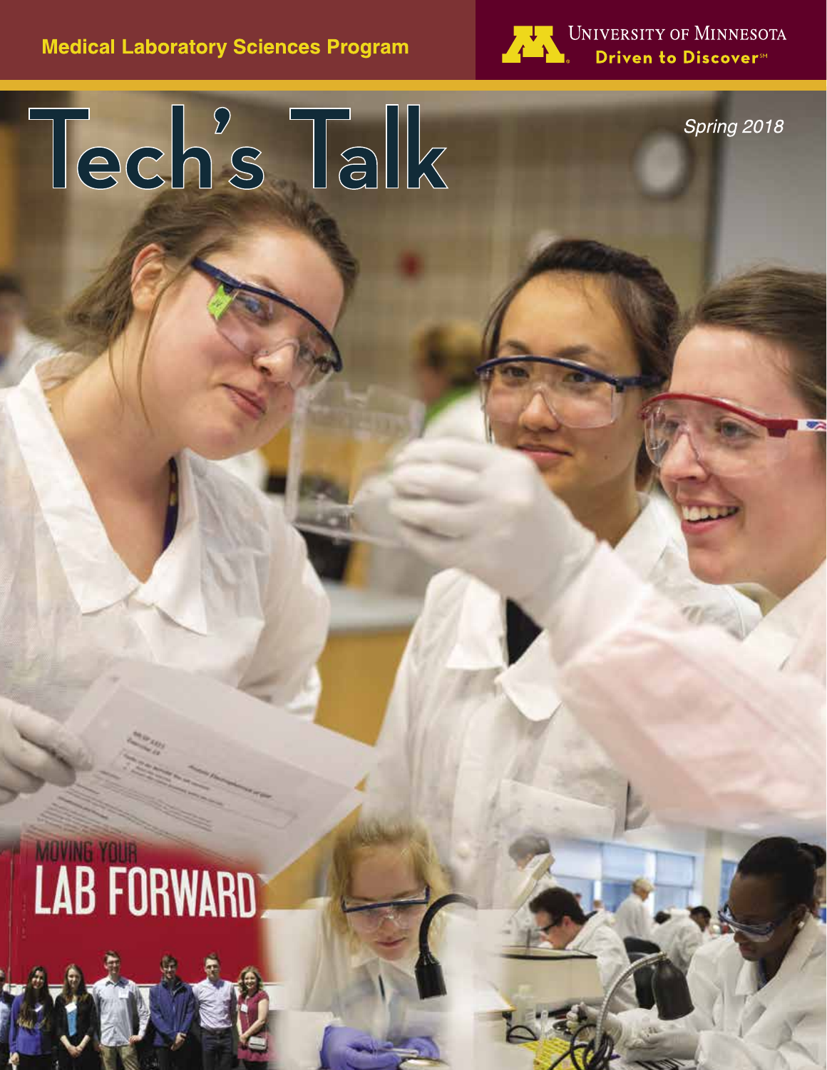Medical Laboratory Sciences Program

University of Minnesota
Driven to Discover℠

# Tech's Talk

*Spring 2018*

MOVING YOUR
LAB FORWARD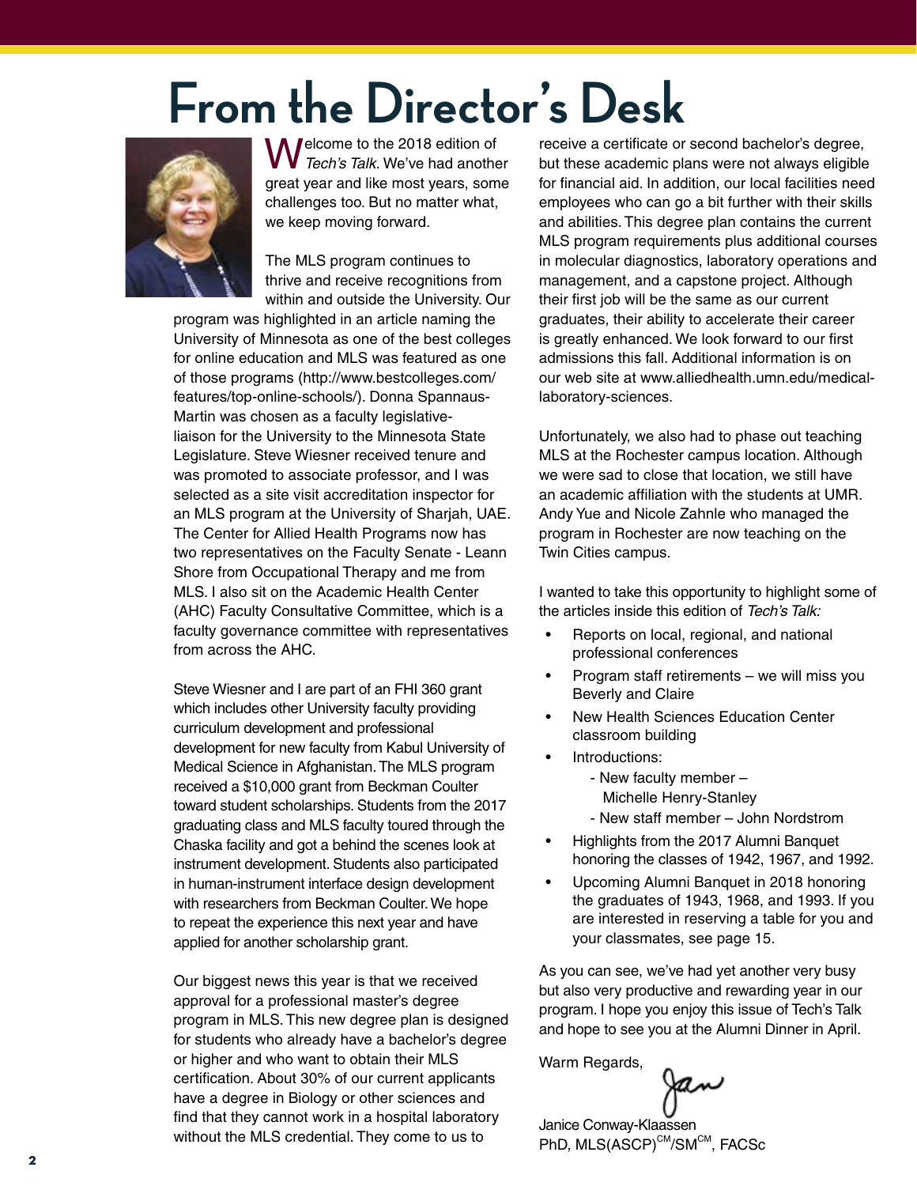# From the Director's Desk

Welcome to the 2018 edition of *Tech's Talk.* We've had another great year and like most years, some challenges too. But no matter what, we keep moving forward.

The MLS program continues to thrive and receive recognitions from within and outside the University. Our program was highlighted in an article naming the University of Minnesota as one of the best colleges for online education and MLS was featured as one of those programs (http://www.bestcolleges.com/features/top-online-schools/). Donna Spannaus-Martin was chosen as a faculty legislative-liaison for the University to the Minnesota State Legislature. Steve Wiesner received tenure and was promoted to associate professor, and I was selected as a site visit accreditation inspector for an MLS program at the University of Sharjah, UAE. The Center for Allied Health Programs now has two representatives on the Faculty Senate - Leann Shore from Occupational Therapy and me from MLS. I also sit on the Academic Health Center (AHC) Faculty Consultative Committee, which is a faculty governance committee with representatives from across the AHC.

Steve Wiesner and I are part of an FHI 360 grant which includes other University faculty providing curriculum development and professional development for new faculty from Kabul University of Medical Science in Afghanistan. The MLS program received a $10,000 grant from Beckman Coulter toward student scholarships. Students from the 2017 graduating class and MLS faculty toured through the Chaska facility and got a behind the scenes look at instrument development. Students also participated in human-instrument interface design development with researchers from Beckman Coulter. We hope to repeat the experience this next year and have applied for another scholarship grant.

Our biggest news this year is that we received approval for a professional master's degree program in MLS. This new degree plan is designed for students who already have a bachelor's degree or higher and who want to obtain their MLS certification. About 30% of our current applicants have a degree in Biology or other sciences and find that they cannot work in a hospital laboratory without the MLS credential. They come to us to receive a certificate or second bachelor's degree, but these academic plans were not always eligible for financial aid. In addition, our local facilities need employees who can go a bit further with their skills and abilities. This degree plan contains the current MLS program requirements plus additional courses in molecular diagnostics, laboratory operations and management, and a capstone project. Although their first job will be the same as our current graduates, their ability to accelerate their career is greatly enhanced. We look forward to our first admissions this fall. Additional information is on our web site at www.alliedhealth.umn.edu/medical-laboratory-sciences.

Unfortunately, we also had to phase out teaching MLS at the Rochester campus location. Although we were sad to close that location, we still have an academic affiliation with the students at UMR. Andy Yue and Nicole Zahnle who managed the program in Rochester are now teaching on the Twin Cities campus.

I wanted to take this opportunity to highlight some of the articles inside this edition of *Tech's Talk:*

- Reports on local, regional, and national professional conferences
- Program staff retirements – we will miss you Beverly and Claire
- New Health Sciences Education Center classroom building
- Introductions:
  - New faculty member – Michelle Henry-Stanley
  - New staff member – John Nordstrom
- Highlights from the 2017 Alumni Banquet honoring the classes of 1942, 1967, and 1992.
- Upcoming Alumni Banquet in 2018 honoring the graduates of 1943, 1968, and 1993. If you are interested in reserving a table for you and your classmates, see page 15.

As you can see, we've had yet another very busy but also very productive and rewarding year in our program. I hope you enjoy this issue of Tech's Talk and hope to see you at the Alumni Dinner in April.

Warm Regards,

Jan

Janice Conway-Klaassen
PhD, MLS(ASCP)[CM]/SM[CM], FACSc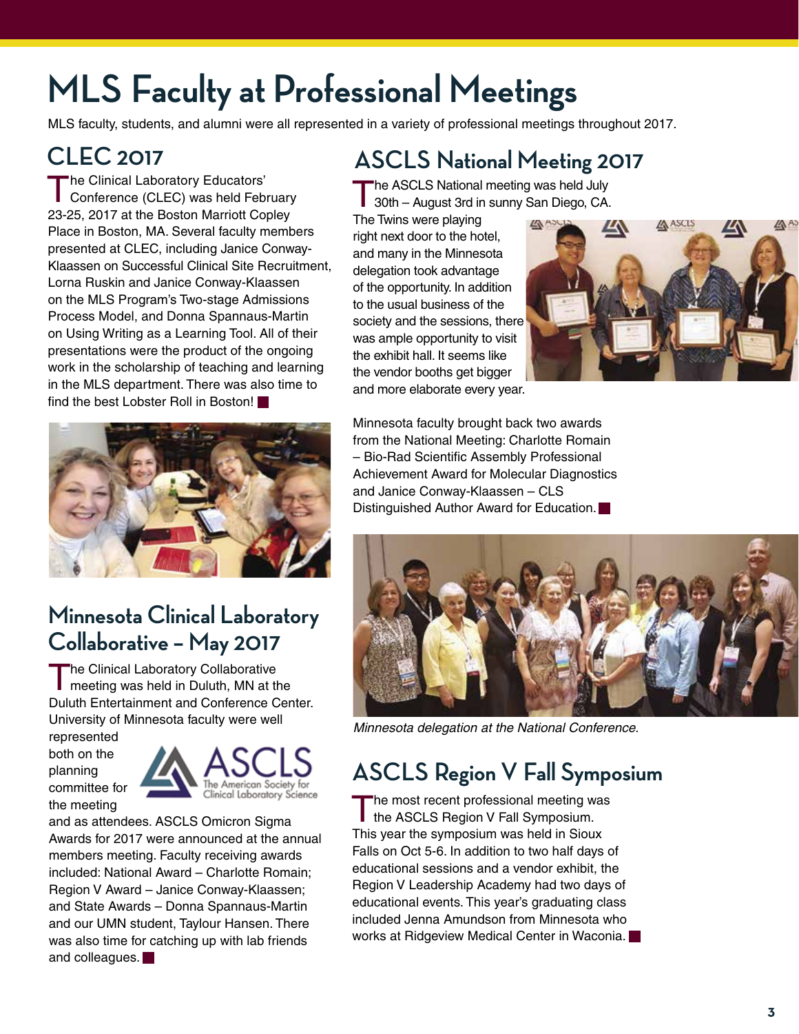# MLS Faculty at Professional Meetings

MLS faculty, students, and alumni were all represented in a variety of professional meetings throughout 2017.

## CLEC 2017

The Clinical Laboratory Educators' Conference (CLEC) was held February 23-25, 2017 at the Boston Marriott Copley Place in Boston, MA. Several faculty members presented at CLEC, including Janice Conway-Klaassen on Successful Clinical Site Recruitment, Lorna Ruskin and Janice Conway-Klaassen on the MLS Program's Two-stage Admissions Process Model, and Donna Spannaus-Martin on Using Writing as a Learning Tool. All of their presentations were the product of the ongoing work in the scholarship of teaching and learning in the MLS department. There was also time to find the best Lobster Roll in Boston!

## Minnesota Clinical Laboratory Collaborative – May 2017

The Clinical Laboratory Collaborative meeting was held in Duluth, MN at the Duluth Entertainment and Conference Center. University of Minnesota faculty were well represented both on the planning committee for the meeting and as attendees. ASCLS Omicron Sigma Awards for 2017 were announced at the annual members meeting. Faculty receiving awards included: National Award – Charlotte Romain; Region V Award – Janice Conway-Klaassen; and State Awards – Donna Spannaus-Martin and our UMN student, Taylour Hansen. There was also time for catching up with lab friends and colleagues.

## ASCLS National Meeting 2017

The ASCLS National meeting was held July 30th – August 3rd in sunny San Diego, CA. The Twins were playing right next door to the hotel, and many in the Minnesota delegation took advantage of the opportunity. In addition to the usual business of the society and the sessions, there was ample opportunity to visit the exhibit hall. It seems like the vendor booths get bigger and more elaborate every year.

Minnesota faculty brought back two awards from the National Meeting: Charlotte Romain – Bio-Rad Scientific Assembly Professional Achievement Award for Molecular Diagnostics and Janice Conway-Klaassen – CLS Distinguished Author Award for Education.

*Minnesota delegation at the National Conference.*

## ASCLS Region V Fall Symposium

The most recent professional meeting was the ASCLS Region V Fall Symposium. This year the symposium was held in Sioux Falls on Oct 5-6. In addition to two half days of educational sessions and a vendor exhibit, the Region V Leadership Academy had two days of educational events. This year's graduating class included Jenna Amundson from Minnesota who works at Ridgeview Medical Center in Waconia.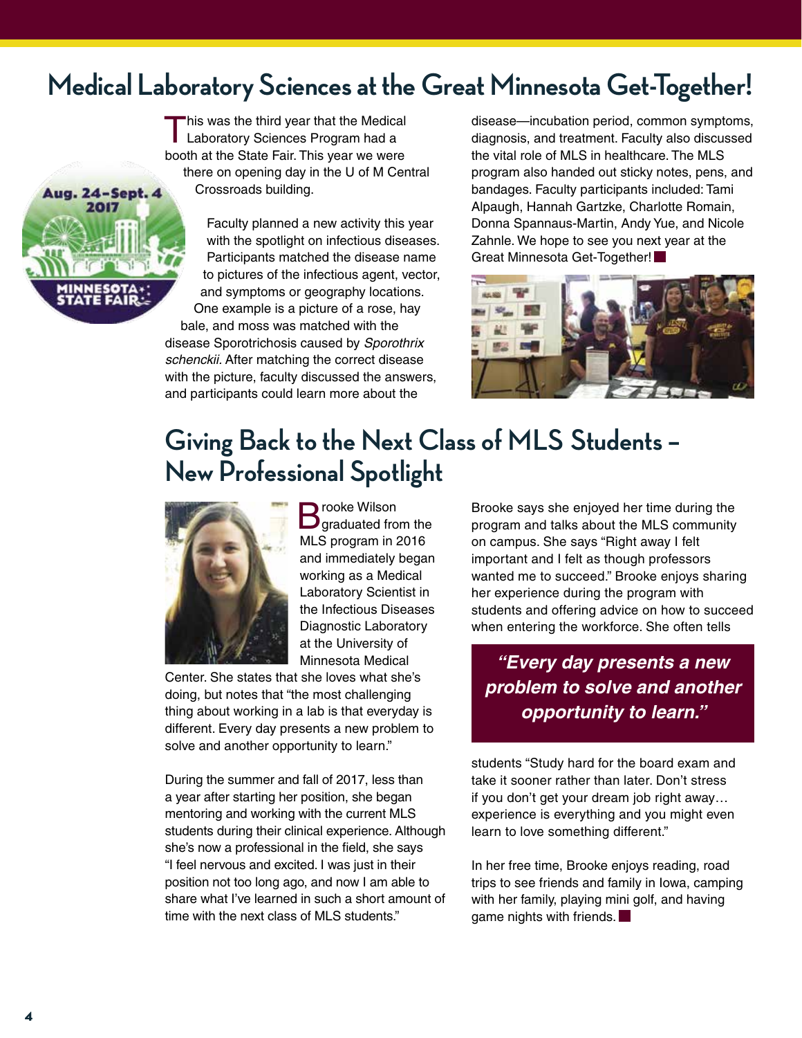# Medical Laboratory Sciences at the Great Minnesota Get-Together!

This was the third year that the Medical Laboratory Sciences Program had a booth at the State Fair. This year we were there on opening day in the U of M Central Crossroads building.

Faculty planned a new activity this year with the spotlight on infectious diseases. Participants matched the disease name to pictures of the infectious agent, vector, and symptoms or geography locations. One example is a picture of a rose, hay bale, and moss was matched with the disease Sporotrichosis caused by *Sporothrix schenckii*. After matching the correct disease with the picture, faculty discussed the answers, and participants could learn more about the disease—incubation period, common symptoms, diagnosis, and treatment. Faculty also discussed the vital role of MLS in healthcare. The MLS program also handed out sticky notes, pens, and bandages. Faculty participants included: Tami Alpaugh, Hannah Gartzke, Charlotte Romain, Donna Spannaus-Martin, Andy Yue, and Nicole Zahnle. We hope to see you next year at the Great Minnesota Get-Together!

# Giving Back to the Next Class of MLS Students – New Professional Spotlight

Brooke Wilson graduated from the MLS program in 2016 and immediately began working as a Medical Laboratory Scientist in the Infectious Diseases Diagnostic Laboratory at the University of Minnesota Medical Center. She states that she loves what she's doing, but notes that "the most challenging thing about working in a lab is that everyday is different. Every day presents a new problem to solve and another opportunity to learn."

During the summer and fall of 2017, less than a year after starting her position, she began mentoring and working with the current MLS students during their clinical experience. Although she's now a professional in the field, she says "I feel nervous and excited. I was just in their position not too long ago, and now I am able to share what I've learned in such a short amount of time with the next class of MLS students."

Brooke says she enjoyed her time during the program and talks about the MLS community on campus. She says "Right away I felt important and I felt as though professors wanted me to succeed." Brooke enjoys sharing her experience during the program with students and offering advice on how to succeed when entering the workforce. She often tells students "Study hard for the board exam and take it sooner rather than later. Don't stress if you don't get your dream job right away… experience is everything and you might even learn to love something different."

> ***"Every day presents a new problem to solve and another opportunity to learn."***

In her free time, Brooke enjoys reading, road trips to see friends and family in Iowa, camping with her family, playing mini golf, and having game nights with friends.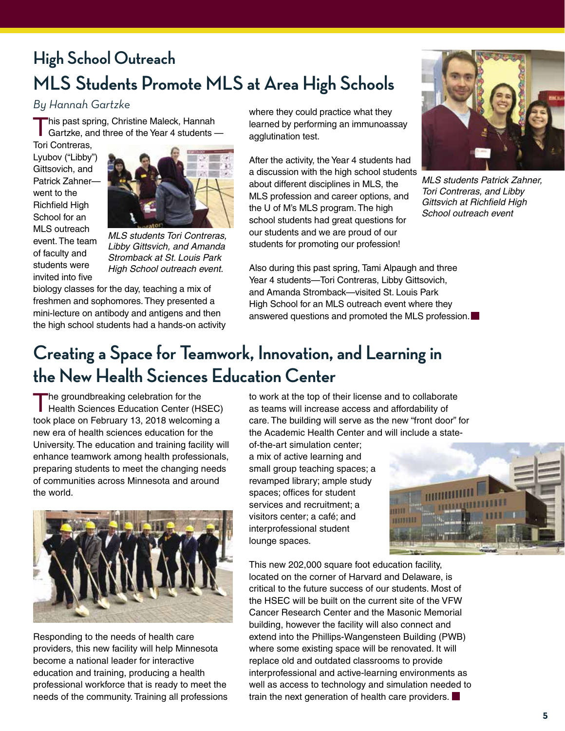# High School Outreach

## MLS Students Promote MLS at Area High Schools

*By Hannah Gartzke*

This past spring, Christine Maleck, Hannah Gartzke, and three of the Year 4 students — Tori Contreras, Lyubov ("Libby") Gittsovich, and Patrick Zahner—went to the Richfield High School for an MLS outreach event. The team of faculty and students were invited into five biology classes for the day, teaching a mix of freshmen and sophomores. They presented a mini-lecture on antibody and antigens and then the high school students had a hands-on activity where they could practice what they learned by performing an immunoassay agglutination test.

*MLS students Tori Contreras, Libby Gittsvich, and Amanda Stromback at St. Louis Park High School outreach event.*

After the activity, the Year 4 students had a discussion with the high school students about different disciplines in MLS, the MLS profession and career options, and the U of M's MLS program. The high school students had great questions for our students and we are proud of our students for promoting our profession!

*MLS students Patrick Zahner, Tori Contreras, and Libby Gittsvich at Richfield High School outreach event*

Also during this past spring, Tami Alpaugh and three Year 4 students—Tori Contreras, Libby Gittsovich, and Amanda Stromback—visited St. Louis Park High School for an MLS outreach event where they answered questions and promoted the MLS profession.

## Creating a Space for Teamwork, Innovation, and Learning in the New Health Sciences Education Center

The groundbreaking celebration for the Health Sciences Education Center (HSEC) took place on February 13, 2018 welcoming a new era of health sciences education for the University. The education and training facility will enhance teamwork among health professionals, preparing students to meet the changing needs of communities across Minnesota and around the world.

Responding to the needs of health care providers, this new facility will help Minnesota become a national leader for interactive education and training, producing a health professional workforce that is ready to meet the needs of the community. Training all professions to work at the top of their license and to collaborate as teams will increase access and affordability of care. The building will serve as the new "front door" for the Academic Health Center and will include a state-of-the-art simulation center; a mix of active learning and small group teaching spaces; a revamped library; ample study spaces; offices for student services and recruitment; a visitors center; a café; and interprofessional student lounge spaces.

This new 202,000 square foot education facility, located on the corner of Harvard and Delaware, is critical to the future success of our students. Most of the HSEC will be built on the current site of the VFW Cancer Research Center and the Masonic Memorial building, however the facility will also connect and extend into the Phillips-Wangensteen Building (PWB) where some existing space will be renovated. It will replace old and outdated classrooms to provide interprofessional and active-learning environments as well as access to technology and simulation needed to train the next generation of health care providers.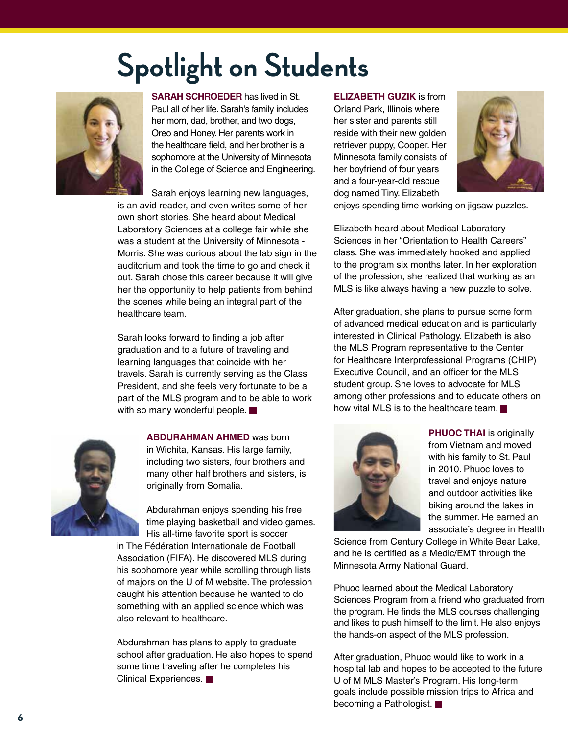# Spotlight on Students

**SARAH SCHROEDER** has lived in St. Paul all of her life. Sarah's family includes her mom, dad, brother, and two dogs, Oreo and Honey. Her parents work in the healthcare field, and her brother is a sophomore at the University of Minnesota in the College of Science and Engineering.

Sarah enjoys learning new languages, is an avid reader, and even writes some of her own short stories. She heard about Medical Laboratory Sciences at a college fair while she was a student at the University of Minnesota - Morris. She was curious about the lab sign in the auditorium and took the time to go and check it out. Sarah chose this career because it will give her the opportunity to help patients from behind the scenes while being an integral part of the healthcare team.

Sarah looks forward to finding a job after graduation and to a future of traveling and learning languages that coincide with her travels. Sarah is currently serving as the Class President, and she feels very fortunate to be a part of the MLS program and to be able to work with so many wonderful people. ■

**ABDURAHMAN AHMED** was born in Wichita, Kansas. His large family, including two sisters, four brothers and many other half brothers and sisters, is originally from Somalia.

Abdurahman enjoys spending his free time playing basketball and video games. His all-time favorite sport is soccer in The Fédération Internationale de Football Association (FIFA). He discovered MLS during his sophomore year while scrolling through lists of majors on the U of M website. The profession caught his attention because he wanted to do something with an applied science which was also relevant to healthcare.

Abdurahman has plans to apply to graduate school after graduation. He also hopes to spend some time traveling after he completes his Clinical Experiences. ■

**ELIZABETH GUZIK** is from Orland Park, Illinois where her sister and parents still reside with their new golden retriever puppy, Cooper. Her Minnesota family consists of her boyfriend of four years and a four-year-old rescue dog named Tiny. Elizabeth enjoys spending time working on jigsaw puzzles.

Elizabeth heard about Medical Laboratory Sciences in her "Orientation to Health Careers" class. She was immediately hooked and applied to the program six months later. In her exploration of the profession, she realized that working as an MLS is like always having a new puzzle to solve.

After graduation, she plans to pursue some form of advanced medical education and is particularly interested in Clinical Pathology. Elizabeth is also the MLS Program representative to the Center for Healthcare Interprofessional Programs (CHIP) Executive Council, and an officer for the MLS student group. She loves to advocate for MLS among other professions and to educate others on how vital MLS is to the healthcare team. ■

**PHUOC THAI** is originally from Vietnam and moved with his family to St. Paul in 2010. Phuoc loves to travel and enjoys nature and outdoor activities like biking around the lakes in the summer. He earned an associate's degree in Health Science from Century College in White Bear Lake, and he is certified as a Medic/EMT through the Minnesota Army National Guard.

Phuoc learned about the Medical Laboratory Sciences Program from a friend who graduated from the program. He finds the MLS courses challenging and likes to push himself to the limit. He also enjoys the hands-on aspect of the MLS profession.

After graduation, Phuoc would like to work in a hospital lab and hopes to be accepted to the future U of M MLS Master's Program. His long-term goals include possible mission trips to Africa and becoming a Pathologist. ■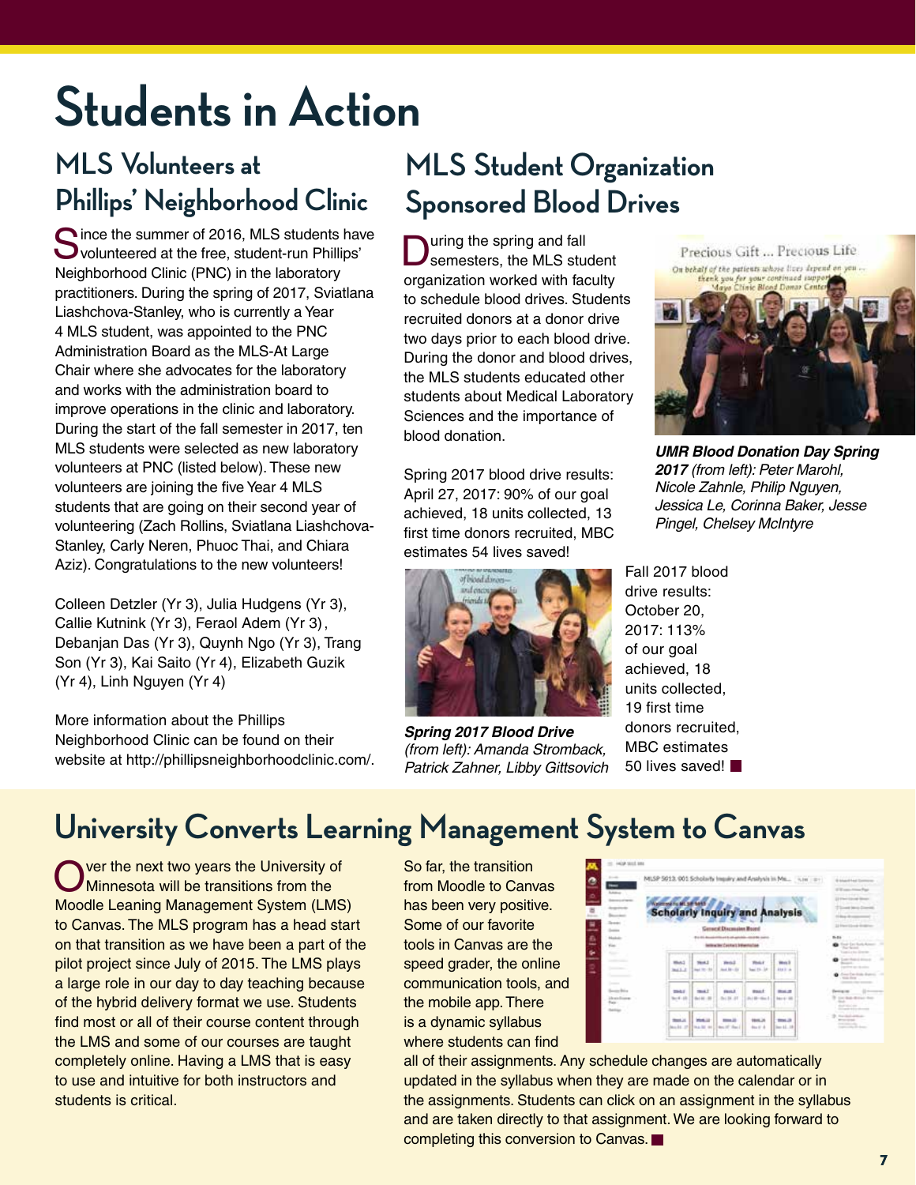# Students in Action

## MLS Volunteers at Phillips' Neighborhood Clinic

Since the summer of 2016, MLS students have volunteered at the free, student-run Phillips' Neighborhood Clinic (PNC) in the laboratory practitioners. During the spring of 2017, Sviatlana Liashchova-Stanley, who is currently a Year 4 MLS student, was appointed to the PNC Administration Board as the MLS-At Large Chair where she advocates for the laboratory and works with the administration board to improve operations in the clinic and laboratory. During the start of the fall semester in 2017, ten MLS students were selected as new laboratory volunteers at PNC (listed below). These new volunteers are joining the five Year 4 MLS students that are going on their second year of volunteering (Zach Rollins, Sviatlana Liashchova-Stanley, Carly Neren, Phuoc Thai, and Chiara Aziz). Congratulations to the new volunteers!

Colleen Detzler (Yr 3), Julia Hudgens (Yr 3), Callie Kutnink (Yr 3), Feraol Adem (Yr 3), Debanjan Das (Yr 3), Quynh Ngo (Yr 3), Trang Son (Yr 3), Kai Saito (Yr 4), Elizabeth Guzik (Yr 4), Linh Nguyen (Yr 4)

More information about the Phillips Neighborhood Clinic can be found on their website at http://phillipsneighborhoodclinic.com/.

## MLS Student Organization Sponsored Blood Drives

During the spring and fall semesters, the MLS student organization worked with faculty to schedule blood drives. Students recruited donors at a donor drive two days prior to each blood drive. During the donor and blood drives, the MLS students educated other students about Medical Laboratory Sciences and the importance of blood donation.

***UMR Blood Donation Day Spring 2017*** *(from left): Peter Marohl, Nicole Zahnle, Philip Nguyen, Jessica Le, Corinna Baker, Jesse Pingel, Chelsey McIntyre*

Spring 2017 blood drive results: April 27, 2017: 90% of our goal achieved, 18 units collected, 13 first time donors recruited, MBC estimates 54 lives saved!

***Spring 2017 Blood Drive*** *(from left): Amanda Stromback, Patrick Zahner, Libby Gittsovich*

Fall 2017 blood drive results: October 20, 2017: 113% of our goal achieved, 18 units collected, 19 first time donors recruited, MBC estimates 50 lives saved!

## University Converts Learning Management System to Canvas

Over the next two years the University of Minnesota will be transitions from the Moodle Leaning Management System (LMS) to Canvas. The MLS program has a head start on that transition as we have been a part of the pilot project since July of 2015. The LMS plays a large role in our day to day teaching because of the hybrid delivery format we use. Students find most or all of their course content through the LMS and some of our courses are taught completely online. Having a LMS that is easy to use and intuitive for both instructors and students is critical.

So far, the transition from Moodle to Canvas has been very positive. Some of our favorite tools in Canvas are the speed grader, the online communication tools, and the mobile app. There is a dynamic syllabus where students can find all of their assignments. Any schedule changes are automatically updated in the syllabus when they are made on the calendar or in the assignments. Students can click on an assignment in the syllabus and are taken directly to that assignment. We are looking forward to completing this conversion to Canvas.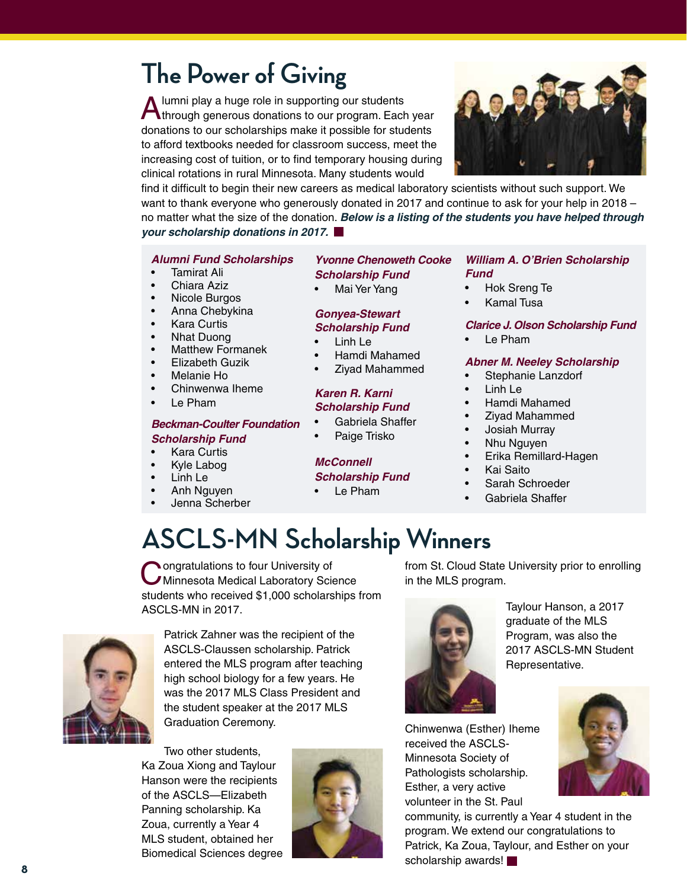# The Power of Giving

Alumni play a huge role in supporting our students through generous donations to our program. Each year donations to our scholarships make it possible for students to afford textbooks needed for classroom success, meet the increasing cost of tuition, or to find temporary housing during clinical rotations in rural Minnesota. Many students would find it difficult to begin their new careers as medical laboratory scientists without such support. We want to thank everyone who generously donated in 2017 and continue to ask for your help in 2018 – no matter what the size of the donation. ***Below is a listing of the students you have helped through your scholarship donations in 2017.***

***Alumni Fund Scholarships***

- Tamirat Ali
- Chiara Aziz
- Nicole Burgos
- Anna Chebykina
- Kara Curtis
- Nhat Duong
- Matthew Formanek
- Elizabeth Guzik
- Melanie Ho
- Chinwenwa Iheme
- Le Pham

***Beckman-Coulter Foundation Scholarship Fund***

- Kara Curtis
- Kyle Labog
- Linh Le
- Anh Nguyen
- Jenna Scherber

***Yvonne Chenoweth Cooke Scholarship Fund***

- Mai Yer Yang

***Gonyea-Stewart Scholarship Fund***

- Linh Le
- Hamdi Mahamed
- Ziyad Mahammed

***Karen R. Karni Scholarship Fund***

- Gabriela Shaffer
- Paige Trisko

***McConnell Scholarship Fund***

- Le Pham

***William A. O'Brien Scholarship Fund***

- Hok Sreng Te
- Kamal Tusa

***Clarice J. Olson Scholarship Fund***

- Le Pham

***Abner M. Neeley Scholarship***

- Stephanie Lanzdorf
- Linh Le
- Hamdi Mahamed
- Ziyad Mahammed
- Josiah Murray
- Nhu Nguyen
- Erika Remillard-Hagen
- Kai Saito
- Sarah Schroeder
- Gabriela Shaffer

# ASCLS-MN Scholarship Winners

Congratulations to four University of Minnesota Medical Laboratory Science students who received $1,000 scholarships from ASCLS-MN in 2017.

Patrick Zahner was the recipient of the ASCLS-Claussen scholarship. Patrick entered the MLS program after teaching high school biology for a few years. He was the 2017 MLS Class President and the student speaker at the 2017 MLS Graduation Ceremony.

Two other students, Ka Zoua Xiong and Taylour Hanson were the recipients of the ASCLS—Elizabeth Panning scholarship. Ka Zoua, currently a Year 4 MLS student, obtained her Biomedical Sciences degree from St. Cloud State University prior to enrolling in the MLS program.

Taylour Hanson, a 2017 graduate of the MLS Program, was also the 2017 ASCLS-MN Student Representative.

Chinwenwa (Esther) Iheme received the ASCLS-Minnesota Society of Pathologists scholarship. Esther, a very active volunteer in the St. Paul community, is currently a Year 4 student in the program. We extend our congratulations to Patrick, Ka Zoua, Taylour, and Esther on your scholarship awards!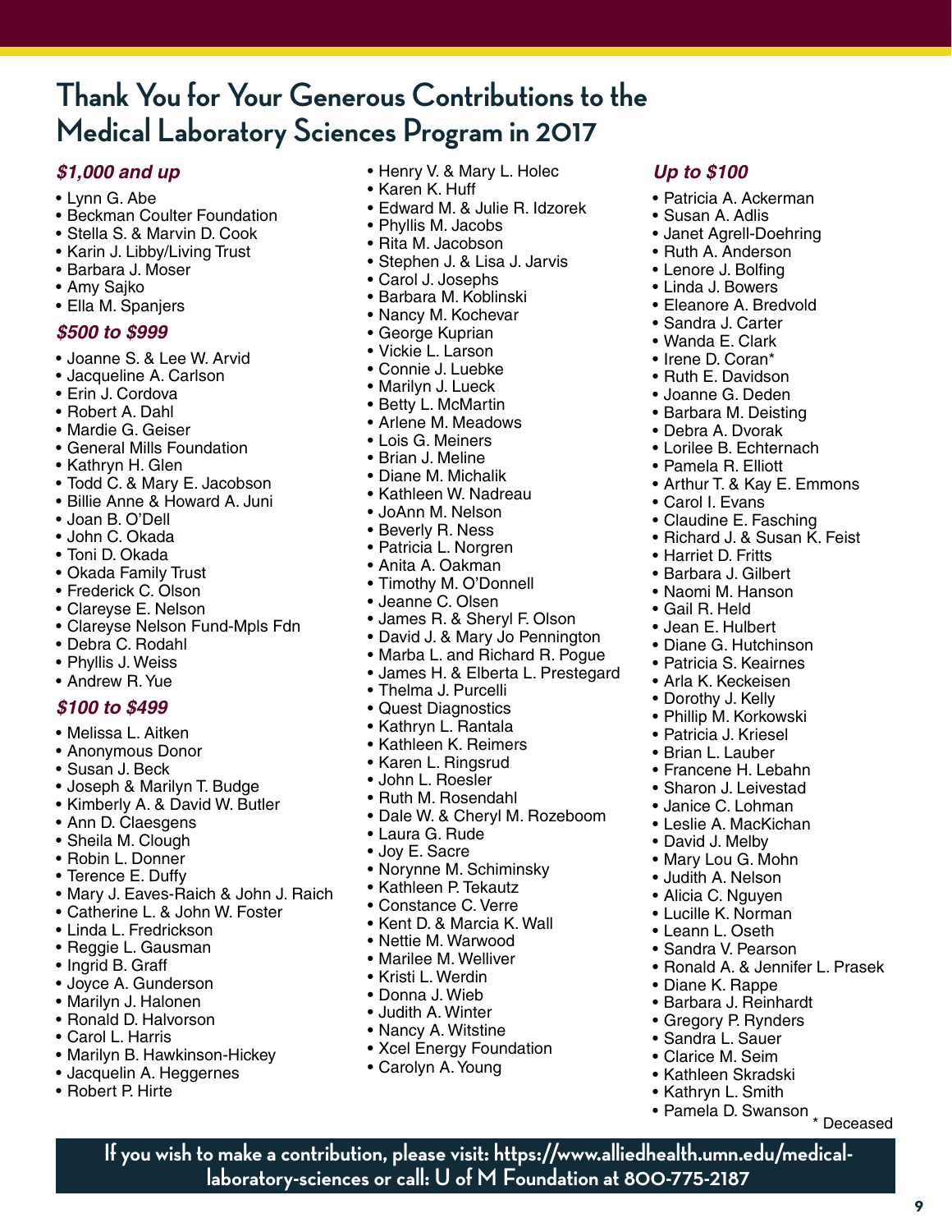# Thank You for Your Generous Contributions to the Medical Laboratory Sciences Program in 2017

### *$1,000 and up*

- Lynn G. Abe
- Beckman Coulter Foundation
- Stella S. & Marvin D. Cook
- Karin J. Libby/Living Trust
- Barbara J. Moser
- Amy Sajko
- Ella M. Spanjers

### *$500 to $999*

- Joanne S. & Lee W. Arvid
- Jacqueline A. Carlson
- Erin J. Cordova
- Robert A. Dahl
- Mardie G. Geiser
- General Mills Foundation
- Kathryn H. Glen
- Todd C. & Mary E. Jacobson
- Billie Anne & Howard A. Juni
- Joan B. O'Dell
- John C. Okada
- Toni D. Okada
- Okada Family Trust
- Frederick C. Olson
- Clareyse E. Nelson
- Clareyse Nelson Fund-Mpls Fdn
- Debra C. Rodahl
- Phyllis J. Weiss
- Andrew R. Yue

### *$100 to $499*

- Melissa L. Aitken
- Anonymous Donor
- Susan J. Beck
- Joseph & Marilyn T. Budge
- Kimberly A. & David W. Butler
- Ann D. Claesgens
- Sheila M. Clough
- Robin L. Donner
- Terence E. Duffy
- Mary J. Eaves-Raich & John J. Raich
- Catherine L. & John W. Foster
- Linda L. Fredrickson
- Reggie L. Gausman
- Ingrid B. Graff
- Joyce A. Gunderson
- Marilyn J. Halonen
- Ronald D. Halvorson
- Carol L. Harris
- Marilyn B. Hawkinson-Hickey
- Jacquelin A. Heggernes
- Robert P. Hirte
- Henry V. & Mary L. Holec
- Karen K. Huff
- Edward M. & Julie R. Idzorek
- Phyllis M. Jacobs
- Rita M. Jacobson
- Stephen J. & Lisa J. Jarvis
- Carol J. Josephs
- Barbara M. Koblinski
- Nancy M. Kochevar
- George Kuprian
- Vickie L. Larson
- Connie J. Luebke
- Marilyn J. Lueck
- Betty L. McMartin
- Arlene M. Meadows
- Lois G. Meiners
- Brian J. Meline
- Diane M. Michalik
- Kathleen W. Nadreau
- JoAnn M. Nelson
- Beverly R. Ness
- Patricia L. Norgren
- Anita A. Oakman
- Timothy M. O'Donnell
- Jeanne C. Olsen
- James R. & Sheryl F. Olson
- David J. & Mary Jo Pennington
- Marba L. and Richard R. Pogue
- James H. & Elberta L. Prestegard
- Thelma J. Purcelli
- Quest Diagnostics
- Kathryn L. Rantala
- Kathleen K. Reimers
- Karen L. Ringsrud
- John L. Roesler
- Ruth M. Rosendahl
- Dale W. & Cheryl M. Rozeboom
- Laura G. Rude
- Joy E. Sacre
- Norynne M. Schiminsky
- Kathleen P. Tekautz
- Constance C. Verre
- Kent D. & Marcia K. Wall
- Nettie M. Warwood
- Marilee M. Welliver
- Kristi L. Werdin
- Donna J. Wieb
- Judith A. Winter
- Nancy A. Witstine
- Xcel Energy Foundation
- Carolyn A. Young

### *Up to $100*

- Patricia A. Ackerman
- Susan A. Adlis
- Janet Agrell-Doehring
- Ruth A. Anderson
- Lenore J. Bolfing
- Linda J. Bowers
- Eleanore A. Bredvold
- Sandra J. Carter
- Wanda E. Clark
- Irene D. Coran*
- Ruth E. Davidson
- Joanne G. Deden
- Barbara M. Deisting
- Debra A. Dvorak
- Lorilee B. Echternach
- Pamela R. Elliott
- Arthur T. & Kay E. Emmons
- Carol I. Evans
- Claudine E. Fasching
- Richard J. & Susan K. Feist
- Harriet D. Fritts
- Barbara J. Gilbert
- Naomi M. Hanson
- Gail R. Held
- Jean E. Hulbert
- Diane G. Hutchinson
- Patricia S. Keairnes
- Arla K. Keckeisen
- Dorothy J. Kelly
- Phillip M. Korkowski
- Patricia J. Kriesel
- Brian L. Lauber
- Francene H. Lebahn
- Sharon J. Leivestad
- Janice C. Lohman
- Leslie A. MacKichan
- David J. Melby
- Mary Lou G. Mohn
- Judith A. Nelson
- Alicia C. Nguyen
- Lucille K. Norman
- Leann L. Oseth
- Sandra V. Pearson
- Ronald A. & Jennifer L. Prasek
- Diane K. Rappe
- Barbara J. Reinhardt
- Gregory P. Rynders
- Sandra L. Sauer
- Clarice M. Seim
- Kathleen Skradski
- Kathryn L. Smith
- Pamela D. Swanson

* Deceased

**If you wish to make a contribution, please visit: https://www.alliedhealth.umn.edu/medical-laboratory-sciences or call: U of M Foundation at 800-775-2187**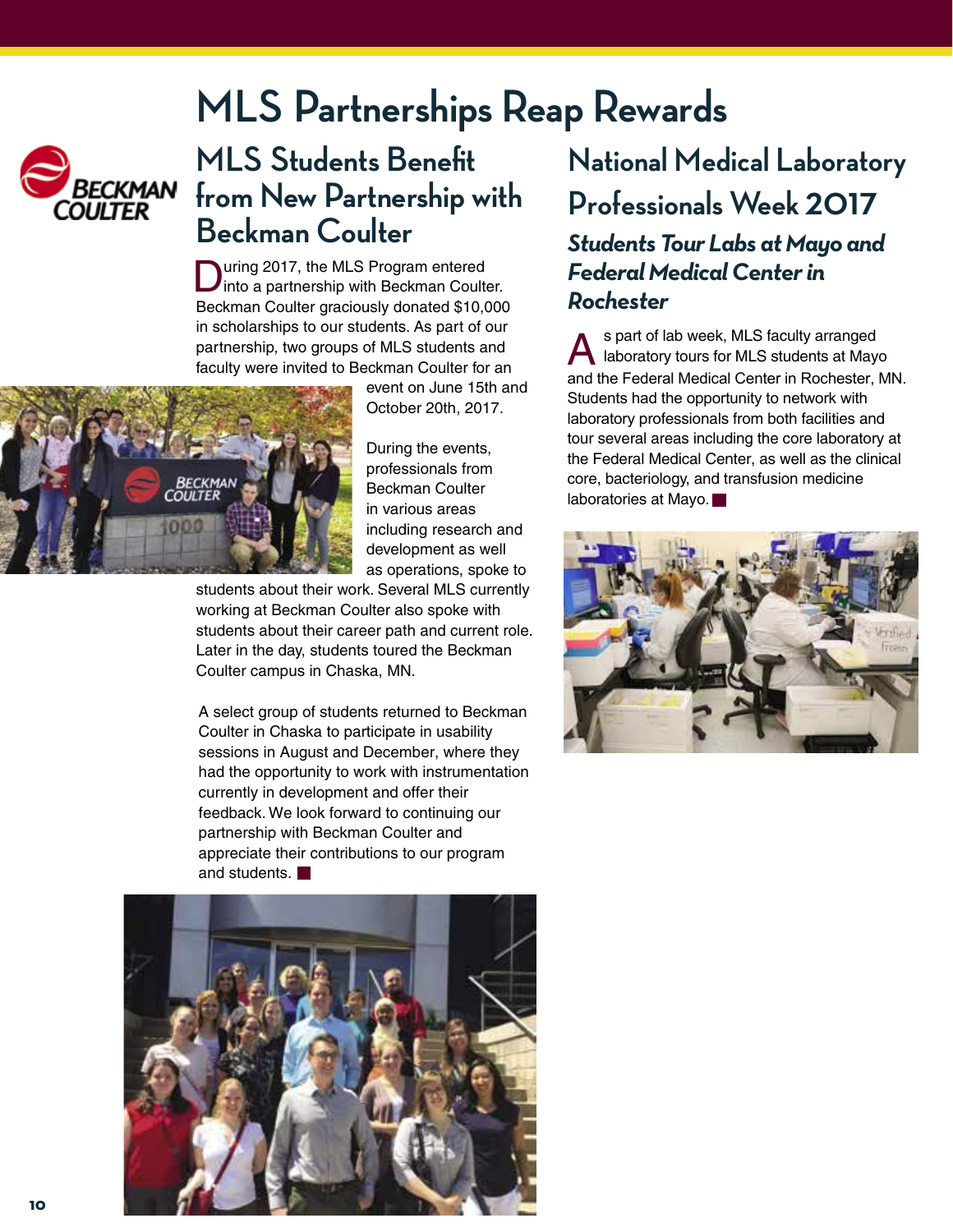# MLS Partnerships Reap Rewards

## MLS Students Benefit from New Partnership with Beckman Coulter

During 2017, the MLS Program entered into a partnership with Beckman Coulter. Beckman Coulter graciously donated $10,000 in scholarships to our students. As part of our partnership, two groups of MLS students and faculty were invited to Beckman Coulter for an event on June 15th and October 20th, 2017.

During the events, professionals from Beckman Coulter in various areas including research and development as well as operations, spoke to students about their work. Several MLS currently working at Beckman Coulter also spoke with students about their career path and current role. Later in the day, students toured the Beckman Coulter campus in Chaska, MN.

A select group of students returned to Beckman Coulter in Chaska to participate in usability sessions in August and December, where they had the opportunity to work with instrumentation currently in development and offer their feedback. We look forward to continuing our partnership with Beckman Coulter and appreciate their contributions to our program and students.

## National Medical Laboratory Professionals Week 2017

### *Students Tour Labs at Mayo and Federal Medical Center in Rochester*

As part of lab week, MLS faculty arranged laboratory tours for MLS students at Mayo and the Federal Medical Center in Rochester, MN. Students had the opportunity to network with laboratory professionals from both facilities and tour several areas including the core laboratory at the Federal Medical Center, as well as the clinical core, bacteriology, and transfusion medicine laboratories at Mayo.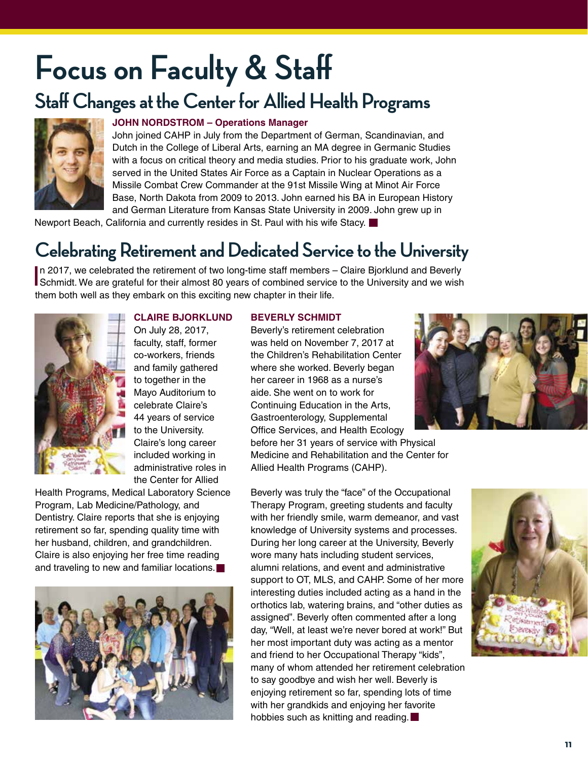# Focus on Faculty & Staff

## Staff Changes at the Center for Allied Health Programs

**JOHN NORDSTROM – Operations Manager**

John joined CAHP in July from the Department of German, Scandinavian, and Dutch in the College of Liberal Arts, earning an MA degree in Germanic Studies with a focus on critical theory and media studies. Prior to his graduate work, John served in the United States Air Force as a Captain in Nuclear Operations as a Missile Combat Crew Commander at the 91st Missile Wing at Minot Air Force Base, North Dakota from 2009 to 2013. John earned his BA in European History and German Literature from Kansas State University in 2009. John grew up in Newport Beach, California and currently resides in St. Paul with his wife Stacy.

## Celebrating Retirement and Dedicated Service to the University

In 2017, we celebrated the retirement of two long-time staff members – Claire Bjorklund and Beverly Schmidt. We are grateful for their almost 80 years of combined service to the University and we wish them both well as they embark on this exciting new chapter in their life.

**CLAIRE BJORKLUND**

On July 28, 2017, faculty, staff, former co-workers, friends and family gathered to together in the Mayo Auditorium to celebrate Claire's 44 years of service to the University. Claire's long career included working in administrative roles in the Center for Allied Health Programs, Medical Laboratory Science Program, Lab Medicine/Pathology, and Dentistry. Claire reports that she is enjoying retirement so far, spending quality time with her husband, children, and grandchildren. Claire is also enjoying her free time reading and traveling to new and familiar locations.

**BEVERLY SCHMIDT**

Beverly's retirement celebration was held on November 7, 2017 at the Children's Rehabilitation Center where she worked. Beverly began her career in 1968 as a nurse's aide. She went on to work for Continuing Education in the Arts, Gastroenterology, Supplemental Office Services, and Health Ecology before her 31 years of service with Physical Medicine and Rehabilitation and the Center for Allied Health Programs (CAHP).

Beverly was truly the "face" of the Occupational Therapy Program, greeting students and faculty with her friendly smile, warm demeanor, and vast knowledge of University systems and processes. During her long career at the University, Beverly wore many hats including student services, alumni relations, and event and administrative support to OT, MLS, and CAHP. Some of her more interesting duties included acting as a hand in the orthotics lab, watering brains, and "other duties as assigned". Beverly often commented after a long day, "Well, at least we're never bored at work!" But her most important duty was acting as a mentor and friend to her Occupational Therapy "kids", many of whom attended her retirement celebration to say goodbye and wish her well. Beverly is enjoying retirement so far, spending lots of time with her grandkids and enjoying her favorite hobbies such as knitting and reading.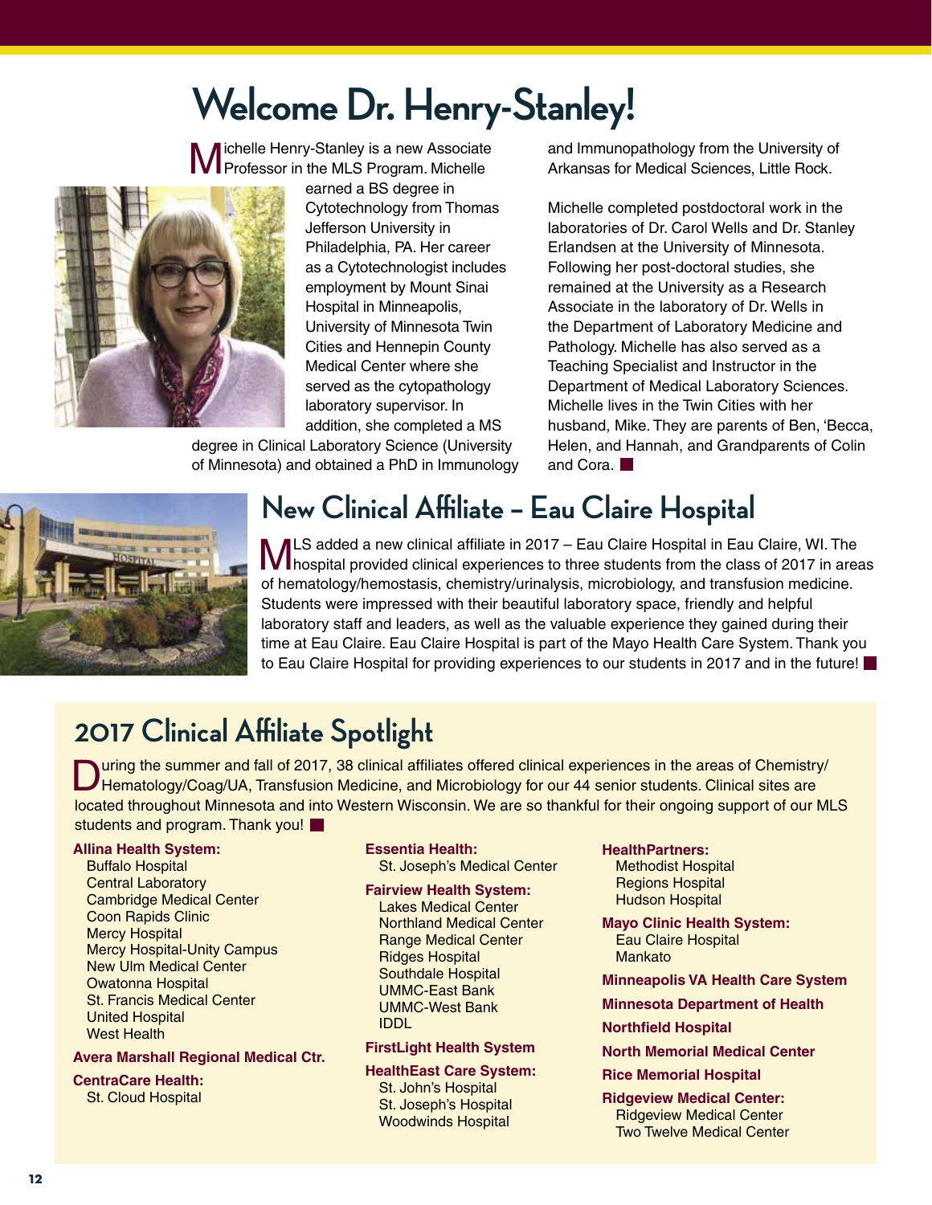# Welcome Dr. Henry-Stanley!

Michelle Henry-Stanley is a new Associate Professor in the MLS Program. Michelle earned a BS degree in Cytotechnology from Thomas Jefferson University in Philadelphia, PA. Her career as a Cytotechnologist includes employment by Mount Sinai Hospital in Minneapolis, University of Minnesota Twin Cities and Hennepin County Medical Center where she served as the cytopathology laboratory supervisor. In addition, she completed a MS degree in Clinical Laboratory Science (University of Minnesota) and obtained a PhD in Immunology and Immunopathology from the University of Arkansas for Medical Sciences, Little Rock.

Michelle completed postdoctoral work in the laboratories of Dr. Carol Wells and Dr. Stanley Erlandsen at the University of Minnesota. Following her post-doctoral studies, she remained at the University as a Research Associate in the laboratory of Dr. Wells in the Department of Laboratory Medicine and Pathology. Michelle has also served as a Teaching Specialist and Instructor in the Department of Medical Laboratory Sciences. Michelle lives in the Twin Cities with her husband, Mike. They are parents of Ben, 'Becca, Helen, and Hannah, and Grandparents of Colin and Cora.

## New Clinical Affiliate – Eau Claire Hospital

MLS added a new clinical affiliate in 2017 – Eau Claire Hospital in Eau Claire, WI. The hospital provided clinical experiences to three students from the class of 2017 in areas of hematology/hemostasis, chemistry/urinalysis, microbiology, and transfusion medicine. Students were impressed with their beautiful laboratory space, friendly and helpful laboratory staff and leaders, as well as the valuable experience they gained during their time at Eau Claire. Eau Claire Hospital is part of the Mayo Health Care System. Thank you to Eau Claire Hospital for providing experiences to our students in 2017 and in the future!

## 2017 Clinical Affiliate Spotlight

During the summer and fall of 2017, 38 clinical affiliates offered clinical experiences in the areas of Chemistry/Hematology/Coag/UA, Transfusion Medicine, and Microbiology for our 44 senior students. Clinical sites are located throughout Minnesota and into Western Wisconsin. We are so thankful for their ongoing support of our MLS students and program. Thank you!

**Allina Health System:**
- Buffalo Hospital
- Central Laboratory
- Cambridge Medical Center
- Coon Rapids Clinic
- Mercy Hospital
- Mercy Hospital-Unity Campus
- New Ulm Medical Center
- Owatonna Hospital
- St. Francis Medical Center
- United Hospital
- West Health

**Avera Marshall Regional Medical Ctr.**

**CentraCare Health:**
- St. Cloud Hospital

**Essentia Health:**
- St. Joseph's Medical Center

**Fairview Health System:**
- Lakes Medical Center
- Northland Medical Center
- Range Medical Center
- Ridges Hospital
- Southdale Hospital
- UMMC-East Bank
- UMMC-West Bank
- IDDL

**FirstLight Health System**

**HealthEast Care System:**
- St. John's Hospital
- St. Joseph's Hospital
- Woodwinds Hospital

**HealthPartners:**
- Methodist Hospital
- Regions Hospital
- Hudson Hospital

**Mayo Clinic Health System:**
- Eau Claire Hospital
- Mankato

**Minneapolis VA Health Care System**

**Minnesota Department of Health**

**Northfield Hospital**

**North Memorial Medical Center**

**Rice Memorial Hospital**

**Ridgeview Medical Center:**
- Ridgeview Medical Center
- Two Twelve Medical Center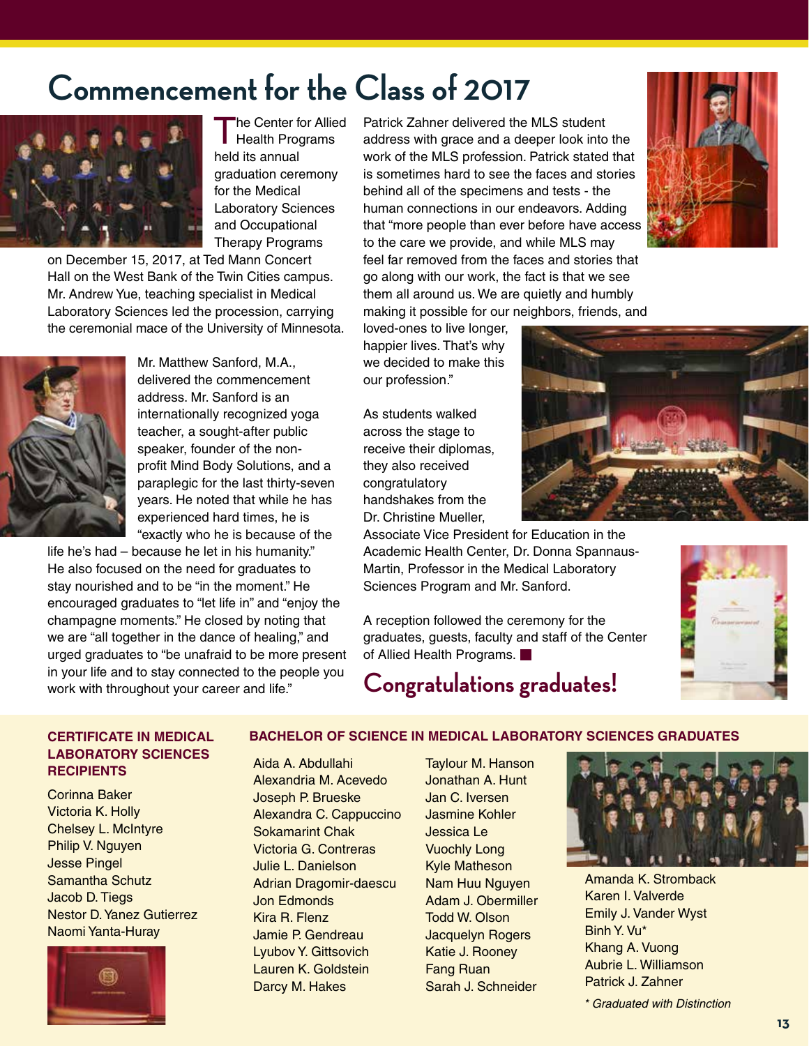# Commencement for the Class of 2017

The Center for Allied Health Programs held its annual graduation ceremony for the Medical Laboratory Sciences and Occupational Therapy Programs on December 15, 2017, at Ted Mann Concert Hall on the West Bank of the Twin Cities campus. Mr. Andrew Yue, teaching specialist in Medical Laboratory Sciences led the procession, carrying the ceremonial mace of the University of Minnesota.

Mr. Matthew Sanford, M.A., delivered the commencement address. Mr. Sanford is an internationally recognized yoga teacher, a sought-after public speaker, founder of the non-profit Mind Body Solutions, and a paraplegic for the last thirty-seven years. He noted that while he has experienced hard times, he is "exactly who he is because of the life he's had – because he let in his humanity." He also focused on the need for graduates to stay nourished and to be "in the moment." He encouraged graduates to "let life in" and "enjoy the champagne moments." He closed by noting that we are "all together in the dance of healing," and urged graduates to "be unafraid to be more present in your life and to stay connected to the people you work with throughout your career and life."

Patrick Zahner delivered the MLS student address with grace and a deeper look into the work of the MLS profession. Patrick stated that is sometimes hard to see the faces and stories behind all of the specimens and tests - the human connections in our endeavors. Adding that "more people than ever before have access to the care we provide, and while MLS may feel far removed from the faces and stories that go along with our work, the fact is that we see them all around us. We are quietly and humbly making it possible for our neighbors, friends, and loved-ones to live longer, happier lives. That's why we decided to make this our profession."

As students walked across the stage to receive their diplomas, they also received congratulatory handshakes from the Dr. Christine Mueller, Associate Vice President for Education in the Academic Health Center, Dr. Donna Spannaus-Martin, Professor in the Medical Laboratory Sciences Program and Mr. Sanford.

A reception followed the ceremony for the graduates, guests, faculty and staff of the Center of Allied Health Programs. ■

## Congratulations graduates!

### CERTIFICATE IN MEDICAL LABORATORY SCIENCES RECIPIENTS

Corinna Baker
Victoria K. Holly
Chelsey L. McIntyre
Philip V. Nguyen
Jesse Pingel
Samantha Schutz
Jacob D. Tiegs
Nestor D. Yanez Gutierrez
Naomi Yanta-Huray

### BACHELOR OF SCIENCE IN MEDICAL LABORATORY SCIENCES GRADUATES

Aida A. Abdullahi
Alexandria M. Acevedo
Joseph P. Brueske
Alexandra C. Cappuccino
Sokamarint Chak
Victoria G. Contreras
Julie L. Danielson
Adrian Dragomir-daescu
Jon Edmonds
Kira R. Flenz
Jamie P. Gendreau
Lyubov Y. Gittsovich
Lauren K. Goldstein
Darcy M. Hakes
Taylour M. Hanson
Jonathan A. Hunt
Jan C. Iversen
Jasmine Kohler
Jessica Le
Vuochly Long
Kyle Matheson
Nam Huu Nguyen
Adam J. Obermiller
Todd W. Olson
Jacquelyn Rogers
Katie J. Rooney
Fang Ruan
Sarah J. Schneider
Amanda K. Stromback
Karen I. Valverde
Emily J. Vander Wyst
Binh Y. Vu*
Khang A. Vuong
Aubrie L. Williamson
Patrick J. Zahner

*\* Graduated with Distinction*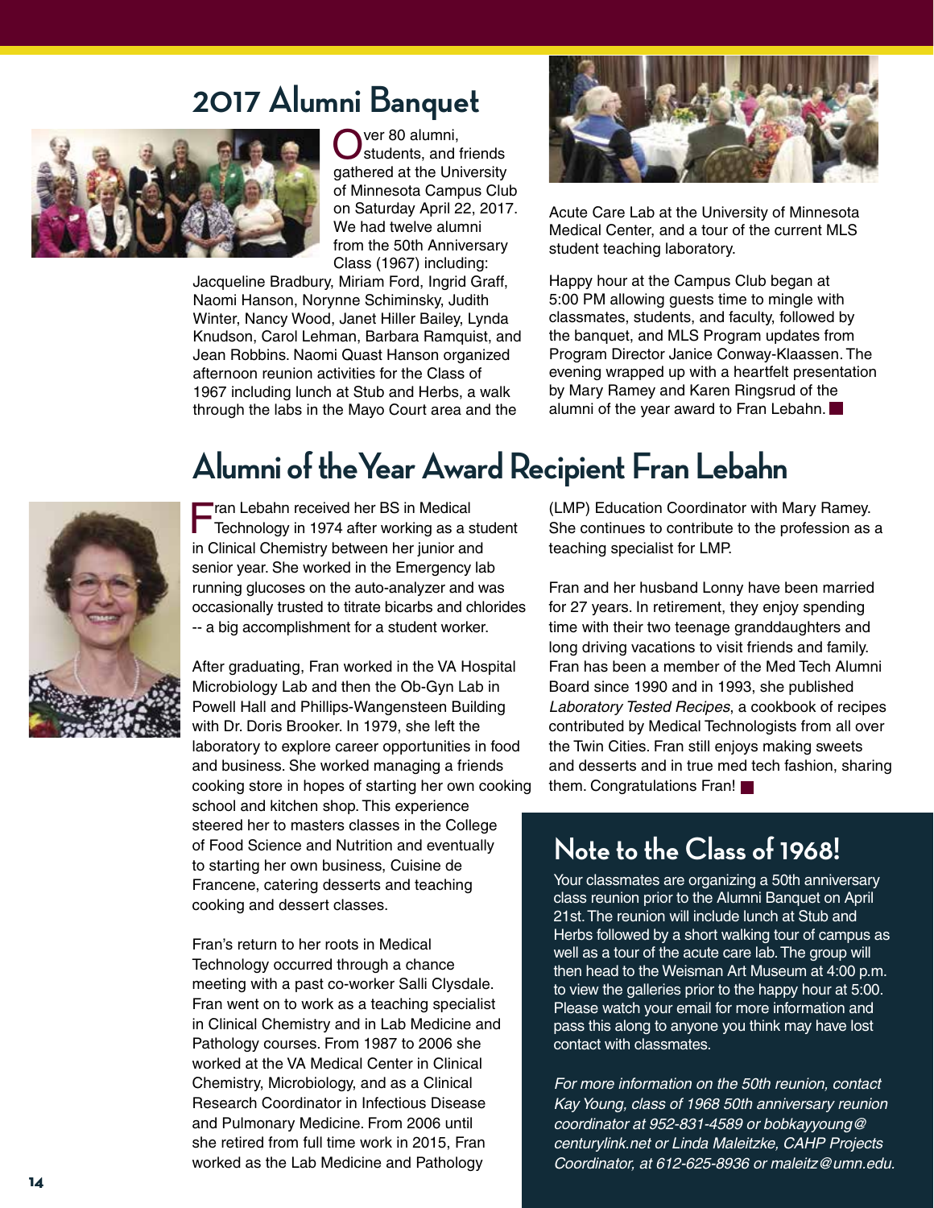# 2017 Alumni Banquet

Over 80 alumni, students, and friends gathered at the University of Minnesota Campus Club on Saturday April 22, 2017. We had twelve alumni from the 50th Anniversary Class (1967) including: Jacqueline Bradbury, Miriam Ford, Ingrid Graff, Naomi Hanson, Norynne Schiminsky, Judith Winter, Nancy Wood, Janet Hiller Bailey, Lynda Knudson, Carol Lehman, Barbara Ramquist, and Jean Robbins. Naomi Quast Hanson organized afternoon reunion activities for the Class of 1967 including lunch at Stub and Herbs, a walk through the labs in the Mayo Court area and the Acute Care Lab at the University of Minnesota Medical Center, and a tour of the current MLS student teaching laboratory.

Happy hour at the Campus Club began at 5:00 PM allowing guests time to mingle with classmates, students, and faculty, followed by the banquet, and MLS Program updates from Program Director Janice Conway-Klaassen. The evening wrapped up with a heartfelt presentation by Mary Ramey and Karen Ringsrud of the alumni of the year award to Fran Lebahn.

# Alumni of the Year Award Recipient Fran Lebahn

Fran Lebahn received her BS in Medical Technology in 1974 after working as a student in Clinical Chemistry between her junior and senior year. She worked in the Emergency lab running glucoses on the auto-analyzer and was occasionally trusted to titrate bicarbs and chlorides -- a big accomplishment for a student worker.

After graduating, Fran worked in the VA Hospital Microbiology Lab and then the Ob-Gyn Lab in Powell Hall and Phillips-Wangensteen Building with Dr. Doris Brooker. In 1979, she left the laboratory to explore career opportunities in food and business. She worked managing a friends cooking store in hopes of starting her own cooking school and kitchen shop. This experience steered her to masters classes in the College of Food Science and Nutrition and eventually to starting her own business, Cuisine de Francene, catering desserts and teaching cooking and dessert classes.

Fran's return to her roots in Medical Technology occurred through a chance meeting with a past co-worker Salli Clysdale. Fran went on to work as a teaching specialist in Clinical Chemistry and in Lab Medicine and Pathology courses. From 1987 to 2006 she worked at the VA Medical Center in Clinical Chemistry, Microbiology, and as a Clinical Research Coordinator in Infectious Disease and Pulmonary Medicine. From 2006 until she retired from full time work in 2015, Fran worked as the Lab Medicine and Pathology (LMP) Education Coordinator with Mary Ramey. She continues to contribute to the profession as a teaching specialist for LMP.

Fran and her husband Lonny have been married for 27 years. In retirement, they enjoy spending time with their two teenage granddaughters and long driving vacations to visit friends and family. Fran has been a member of the Med Tech Alumni Board since 1990 and in 1993, she published *Laboratory Tested Recipes*, a cookbook of recipes contributed by Medical Technologists from all over the Twin Cities. Fran still enjoys making sweets and desserts and in true med tech fashion, sharing them. Congratulations Fran!

## Note to the Class of 1968!

Your classmates are organizing a 50th anniversary class reunion prior to the Alumni Banquet on April 21st. The reunion will include lunch at Stub and Herbs followed by a short walking tour of campus as well as a tour of the acute care lab. The group will then head to the Weisman Art Museum at 4:00 p.m. to view the galleries prior to the happy hour at 5:00. Please watch your email for more information and pass this along to anyone you think may have lost contact with classmates.

*For more information on the 50th reunion, contact Kay Young, class of 1968 50th anniversary reunion coordinator at 952-831-4589 or bobkayyoung@centurylink.net or Linda Maleitzke, CAHP Projects Coordinator, at 612-625-8936 or maleitz@umn.edu.*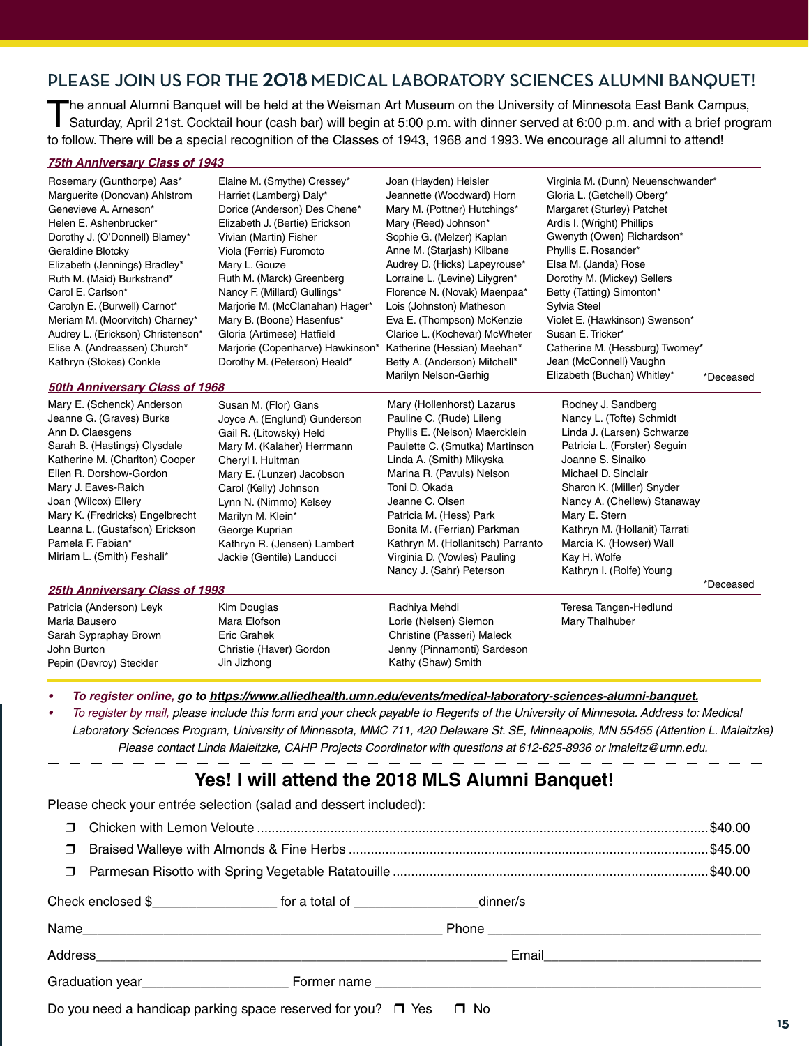## PLEASE JOIN US FOR THE **2018** MEDICAL LABORATORY SCIENCES ALUMNI BANQUET!

The annual Alumni Banquet will be held at the Weisman Art Museum on the University of Minnesota East Bank Campus, Saturday, April 21st. Cocktail hour (cash bar) will begin at 5:00 p.m. with dinner served at 6:00 p.m. and with a brief program to follow. There will be a special recognition of the Classes of 1943, 1968 and 1993. We encourage all alumni to attend!

### *75th Anniversary Class of 1943*

Rosemary (Gunthorpe) Aas*
Marguerite (Donovan) Ahlstrom
Genevieve A. Arneson*
Helen E. Ashenbrucker*
Dorothy J. (O'Donnell) Blamey*
Geraldine Blotcky
Elizabeth (Jennings) Bradley*
Ruth M. (Maid) Burkstrand*
Carol E. Carlson*
Carolyn E. (Burwell) Carnot*
Meriam M. (Moorvitch) Charney*
Audrey L. (Erickson) Christenson*
Elise A. (Andreassen) Church*
Kathryn (Stokes) Conkle
Elaine M. (Smythe) Cressey*
Harriet (Lamberg) Daly*
Dorice (Anderson) Des Chene*
Elizabeth J. (Bertie) Erickson
Vivian (Martin) Fisher
Viola (Ferris) Furomoto
Mary L. Gouze
Ruth M. (Marck) Greenberg
Nancy F. (Millard) Gullings*
Marjorie M. (McClanahan) Hager*
Mary B. (Boone) Hasenfus*
Gloria (Artimese) Hatfield
Marjorie (Copenharve) Hawkinson*
Dorothy M. (Peterson) Heald*
Joan (Hayden) Heisler
Jeannette (Woodward) Horn
Mary M. (Pottner) Hutchings*
Mary (Reed) Johnson*
Sophie G. (Melzer) Kaplan
Anne M. (Starjash) Kilbane
Audrey D. (Hicks) Lapeyrouse*
Lorraine L. (Levine) Lilygren*
Florence N. (Novak) Maenpaa*
Lois (Johnston) Matheson
Eva E. (Thompson) McKenzie
Clarice L. (Kochevar) McWheter
Katherine (Hessian) Meehan*
Betty A. (Anderson) Mitchell*
Marilyn Nelson-Gerhig
Virginia M. (Dunn) Neuenschwander*
Gloria L. (Getchell) Oberg*
Margaret (Sturley) Patchet
Ardis I. (Wright) Phillips
Gwenyth (Owen) Richardson*
Phyllis E. Rosander*
Elsa M. (Janda) Rose
Dorothy M. (Mickey) Sellers
Betty (Tatting) Simonton*
Sylvia Steel
Violet E. (Hawkinson) Swenson*
Susan E. Tricker*
Catherine M. (Hessburg) Twomey*
Jean (McConnell) Vaughn
Elizabeth (Buchan) Whitley*

*Deceased

### *50th Anniversary Class of 1968*

Mary E. (Schenck) Anderson
Jeanne G. (Graves) Burke
Ann D. Claesgens
Sarah B. (Hastings) Clysdale
Katherine M. (Charlton) Cooper
Ellen R. Dorshow-Gordon
Mary J. Eaves-Raich
Joan (Wilcox) Ellery
Mary K. (Fredricks) Engelbrecht
Leanna L. (Gustafson) Erickson
Pamela F. Fabian*
Miriam L. (Smith) Feshali*
Susan M. (Flor) Gans
Joyce A. (Englund) Gunderson
Gail R. (Litowsky) Held
Mary M. (Kalaher) Herrmann
Cheryl I. Hultman
Mary E. (Lunzer) Jacobson
Carol (Kelly) Johnson
Lynn N. (Nimmo) Kelsey
Marilyn M. Klein*
George Kuprian
Kathryn R. (Jensen) Lambert
Jackie (Gentile) Landucci
Mary (Hollenhorst) Lazarus
Pauline C. (Rude) Lileng
Phyllis E. (Nelson) Maercklein
Paulette C. (Smutka) Martinson
Linda A. (Smith) Mikyska
Marina R. (Pavuls) Nelson
Toni D. Okada
Jeanne C. Olsen
Patricia M. (Hess) Park
Bonita M. (Ferrian) Parkman
Kathryn M. (Hollanitsch) Parranto
Virginia D. (Vowles) Pauling
Nancy J. (Sahr) Peterson
Rodney J. Sandberg
Nancy L. (Tofte) Schmidt
Linda J. (Larsen) Schwarze
Patricia L. (Forster) Seguin
Joanne S. Sinaiko
Michael D. Sinclair
Sharon K. (Miller) Snyder
Nancy A. (Chellew) Stanaway
Mary E. Stern
Kathryn M. (Hollanit) Tarrati
Marcia K. (Howser) Wall
Kay H. Wolfe
Kathryn I. (Rolfe) Young

*Deceased

### *25th Anniversary Class of 1993*

Patricia (Anderson) Leyk
Maria Bausero
Sarah Sypraphay Brown
John Burton
Pepin (Devroy) Steckler
Kim Douglas
Mara Elofson
Eric Grahek
Christie (Haver) Gordon
Jin Jizhong
Radhiya Mehdi
Lorie (Nelsen) Siemon
Christine (Passeri) Maleck
Jenny (Pinnamonti) Sardeson
Kathy (Shaw) Smith
Teresa Tangen-Hedlund
Mary Thalhuber

- ***To register online,** go to **https://www.alliedhealth.umn.edu/events/medical-laboratory-sciences-alumni-banquet.***
- *To register by mail, please include this form and your check payable to Regents of the University of Minnesota. Address to: Medical Laboratory Sciences Program, University of Minnesota, MMC 711, 420 Delaware St. SE, Minneapolis, MN 55455 (Attention L. Maleitzke)*

*Please contact Linda Maleitzke, CAHP Projects Coordinator with questions at 612-625-8936 or lmaleitz@umn.edu.*

---

## Yes! I will attend the 2018 MLS Alumni Banquet!

Please check your entrée selection (salad and dessert included):

- ☐ Chicken with Lemon Veloute .......... $40.00
- ☐ Braised Walleye with Almonds & Fine Herbs .......... $45.00
- ☐ Parmesan Risotto with Spring Vegetable Ratatouille .......... $40.00

Check enclosed $________________ for a total of ________________dinner/s

Name______________________________________________ Phone ____________________________________

Address___________________________________________________ Email_____________________________

Graduation year___________________ Former name ______________________________________________

Do you need a handicap parking space reserved for you? ☐ Yes ☐ No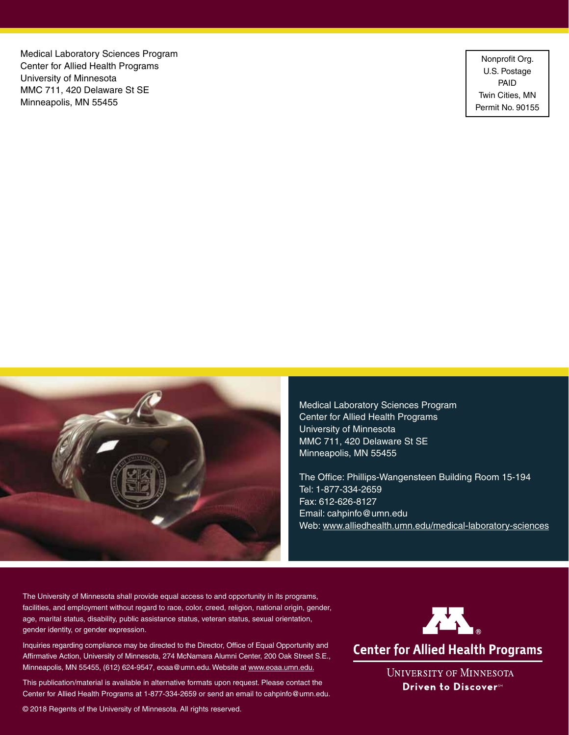Medical Laboratory Sciences Program
Center for Allied Health Programs
University of Minnesota
MMC 711, 420 Delaware St SE
Minneapolis, MN 55455

Nonprofit Org.
U.S. Postage
PAID
Twin Cities, MN
Permit No. 90155

Medical Laboratory Sciences Program
Center for Allied Health Programs
University of Minnesota
MMC 711, 420 Delaware St SE
Minneapolis, MN 55455

The Office: Phillips-Wangensteen Building Room 15-194
Tel: 1-877-334-2659
Fax: 612-626-8127
Email: cahpinfo@umn.edu
Web: www.alliedhealth.umn.edu/medical-laboratory-sciences

The University of Minnesota shall provide equal access to and opportunity in its programs, facilities, and employment without regard to race, color, creed, religion, national origin, gender, age, marital status, disability, public assistance status, veteran status, sexual orientation, gender identity, or gender expression.

Inquiries regarding compliance may be directed to the Director, Office of Equal Opportunity and Affirmative Action, University of Minnesota, 274 McNamara Alumni Center, 200 Oak Street S.E., Minneapolis, MN 55455, (612) 624-9547, eoaa@umn.edu. Website at www.eoaa.umn.edu.

This publication/material is available in alternative formats upon request. Please contact the Center for Allied Health Programs at 1-877-334-2659 or send an email to cahpinfo@umn.edu.

© 2018 Regents of the University of Minnesota. All rights reserved.

**Center for Allied Health Programs**

University of Minnesota
**Driven to Discover**℠